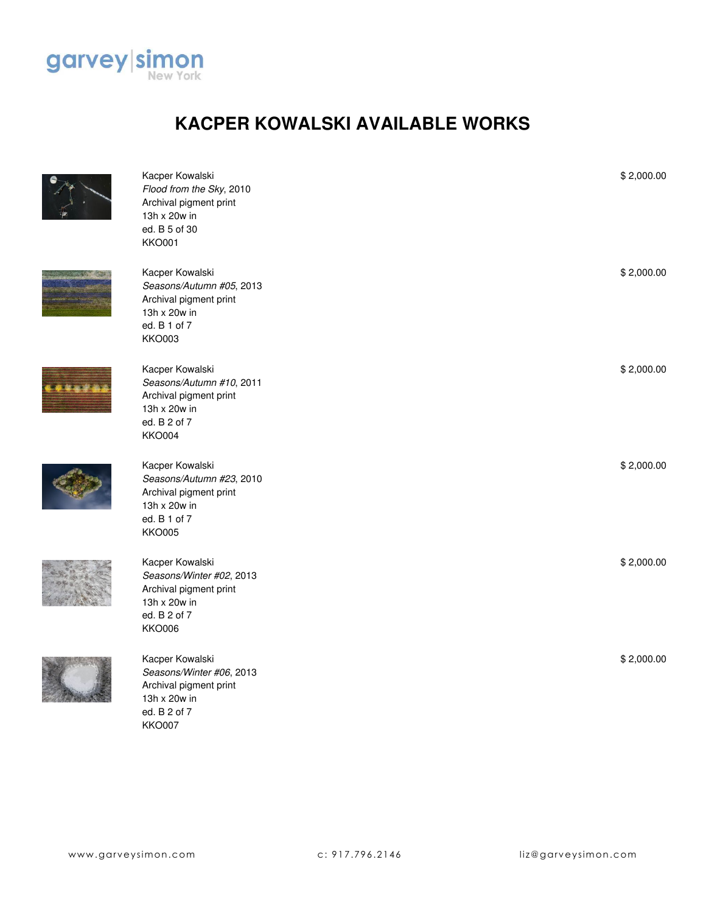garvey|simon
New York

# KACPER KOWALSKI AVAILABLE WORKS

Kacper Kowalski
*Flood from the Sky*, 2010
Archival pigment print
13h x 20w in
ed. B 5 of 30
KKO001

$ 2,000.00

Kacper Kowalski
*Seasons/Autumn #05*, 2013
Archival pigment print
13h x 20w in
ed. B 1 of 7
KKO003

$ 2,000.00

Kacper Kowalski
*Seasons/Autumn #10*, 2011
Archival pigment print
13h x 20w in
ed. B 2 of 7
KKO004

$ 2,000.00

Kacper Kowalski
*Seasons/Autumn #23*, 2010
Archival pigment print
13h x 20w in
ed. B 1 of 7
KKO005

$ 2,000.00

Kacper Kowalski
*Seasons/Winter #02*, 2013
Archival pigment print
13h x 20w in
ed. B 2 of 7
KKO006

$ 2,000.00

Kacper Kowalski
*Seasons/Winter #06*, 2013
Archival pigment print
13h x 20w in
ed. B 2 of 7
KKO007

$ 2,000.00

www.garveysimon.com c: 917.796.2146 liz@garveysimon.com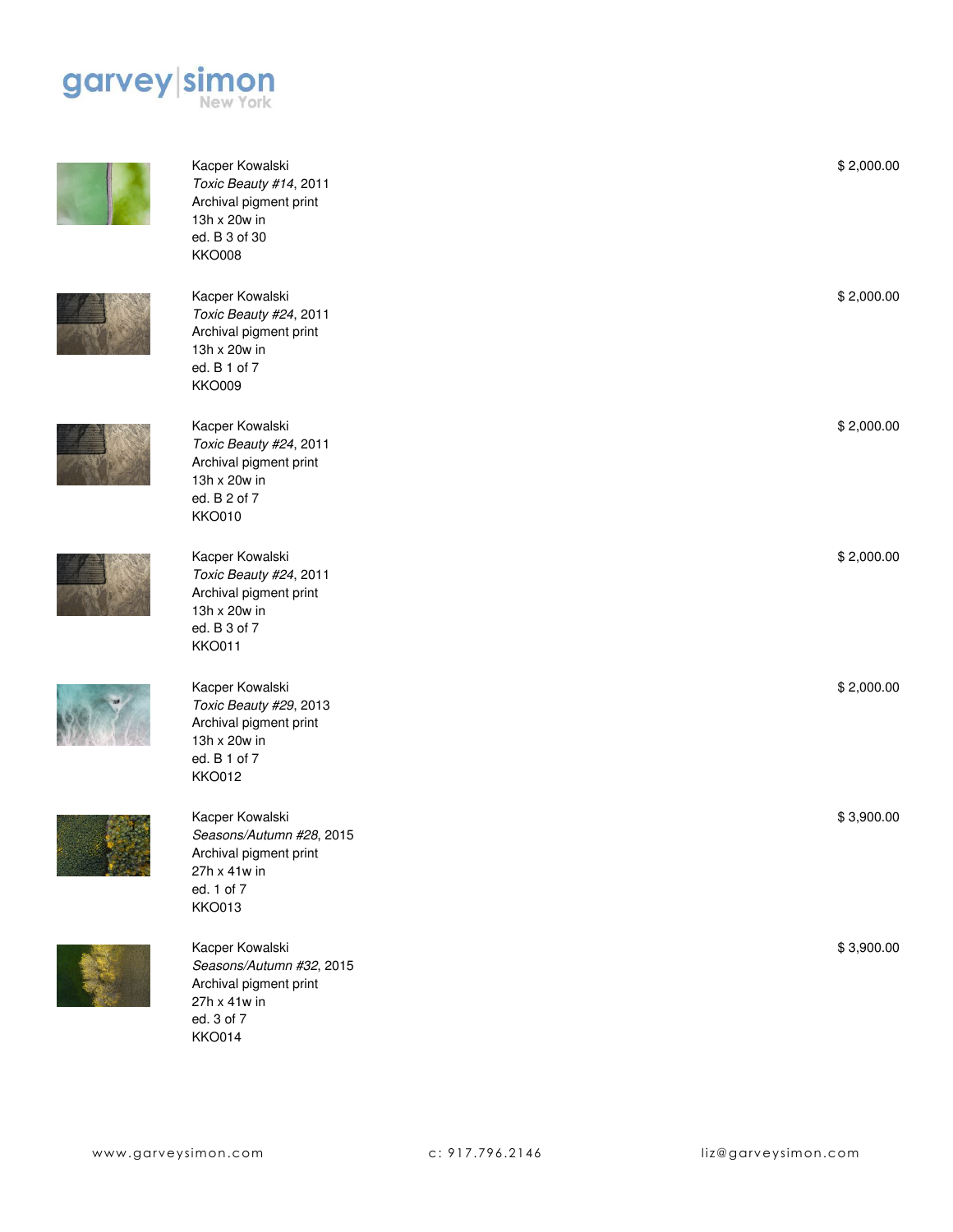Kacper Kowalski
*Toxic Beauty #14*, 2011
Archival pigment print
13h x 20w in
ed. B 3 of 30
KKO008

$ 2,000.00

Kacper Kowalski
*Toxic Beauty #24*, 2011
Archival pigment print
13h x 20w in
ed. B 1 of 7
KKO009

$ 2,000.00

Kacper Kowalski
*Toxic Beauty #24*, 2011
Archival pigment print
13h x 20w in
ed. B 2 of 7
KKO010

$ 2,000.00

Kacper Kowalski
*Toxic Beauty #24*, 2011
Archival pigment print
13h x 20w in
ed. B 3 of 7
KKO011

$ 2,000.00

Kacper Kowalski
*Toxic Beauty #29*, 2013
Archival pigment print
13h x 20w in
ed. B 1 of 7
KKO012

$ 2,000.00

Kacper Kowalski
*Seasons/Autumn #28*, 2015
Archival pigment print
27h x 41w in
ed. 1 of 7
KKO013

$ 3,900.00

Kacper Kowalski
*Seasons/Autumn #32*, 2015
Archival pigment print
27h x 41w in
ed. 3 of 7
KKO014

$ 3,900.00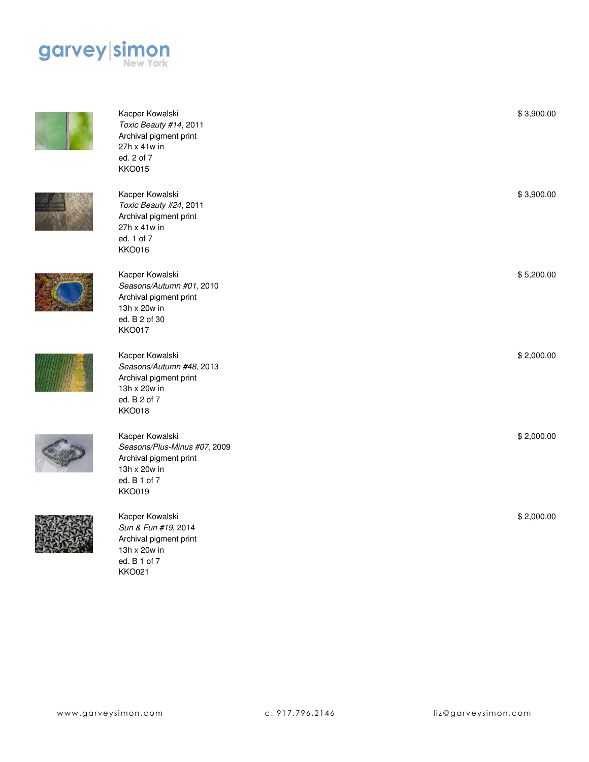garvey|simon
New York

Kacper Kowalski
*Toxic Beauty #14*, 2011
Archival pigment print
27h x 41w in
ed. 2 of 7
KKO015

$ 3,900.00

Kacper Kowalski
*Toxic Beauty #24*, 2011
Archival pigment print
27h x 41w in
ed. 1 of 7
KKO016

$ 3,900.00

Kacper Kowalski
*Seasons/Autumn #01*, 2010
Archival pigment print
13h x 20w in
ed. B 2 of 30
KKO017

$ 5,200.00

Kacper Kowalski
*Seasons/Autumn #48*, 2013
Archival pigment print
13h x 20w in
ed. B 2 of 7
KKO018

$ 2,000.00

Kacper Kowalski
*Seasons/Plus-Minus #07*, 2009
Archival pigment print
13h x 20w in
ed. B 1 of 7
KKO019

$ 2,000.00

Kacper Kowalski
*Sun & Fun #19*, 2014
Archival pigment print
13h x 20w in
ed. B 1 of 7
KKO021

$ 2,000.00

www.garveysimon.com c: 917.796.2146 liz@garveysimon.com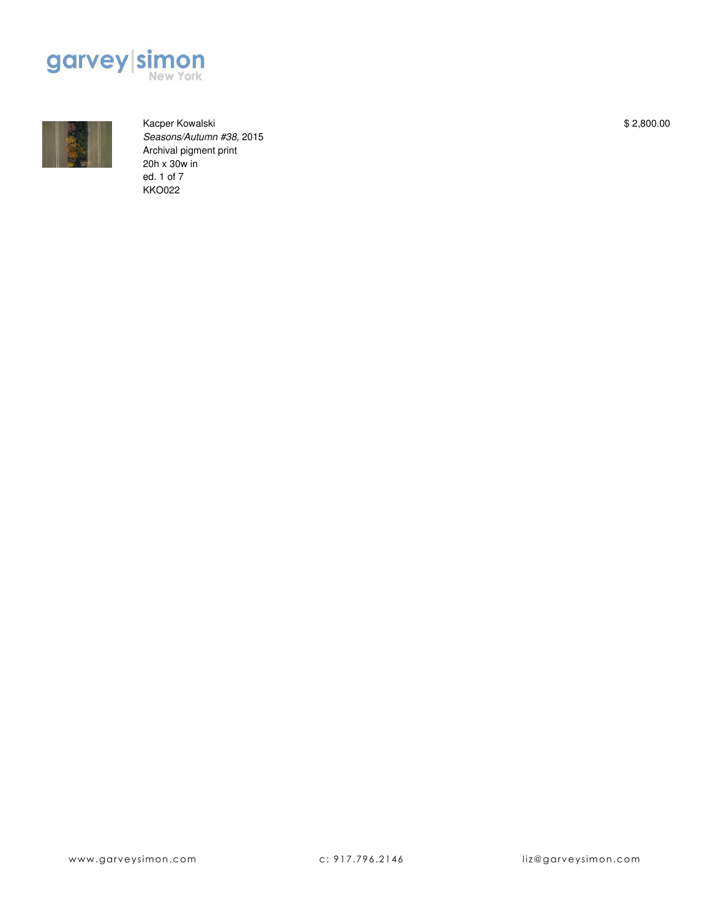Kacper Kowalski
*Seasons/Autumn #38*, 2015
Archival pigment print
20h x 30w in
ed. 1 of 7
KKO022

$ 2,800.00